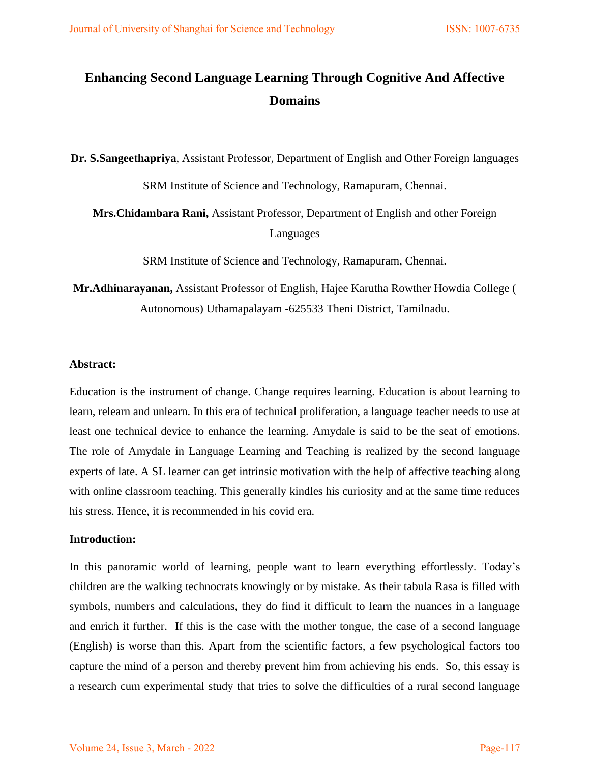# Enhancing Second Language Learning Through Cognitive And Affective Domains

**Dr. S.Sangeethapriya**, Assistant Professor, Department of English and Other Foreign languages

SRM Institute of Science and Technology, Ramapuram, Chennai.

**Mrs.Chidambara Rani,** Assistant Professor, Department of English and other Foreign Languages

SRM Institute of Science and Technology, Ramapuram, Chennai.

**Mr.Adhinarayanan,** Assistant Professor of English, Hajee Karutha Rowther Howdia College ( Autonomous) Uthamapalayam -625533 Theni District, Tamilnadu.

**Abstract:**

Education is the instrument of change. Change requires learning. Education is about learning to learn, relearn and unlearn. In this era of technical proliferation, a language teacher needs to use at least one technical device to enhance the learning. Amydale is said to be the seat of emotions. The role of Amydale in Language Learning and Teaching is realized by the second language experts of late. A SL learner can get intrinsic motivation with the help of affective teaching along with online classroom teaching. This generally kindles his curiosity and at the same time reduces his stress. Hence, it is recommended in his covid era.

**Introduction:**

In this panoramic world of learning, people want to learn everything effortlessly. Today's children are the walking technocrats knowingly or by mistake. As their tabula Rasa is filled with symbols, numbers and calculations, they do find it difficult to learn the nuances in a language and enrich it further. If this is the case with the mother tongue, the case of a second language (English) is worse than this. Apart from the scientific factors, a few psychological factors too capture the mind of a person and thereby prevent him from achieving his ends. So, this essay is a research cum experimental study that tries to solve the difficulties of a rural second language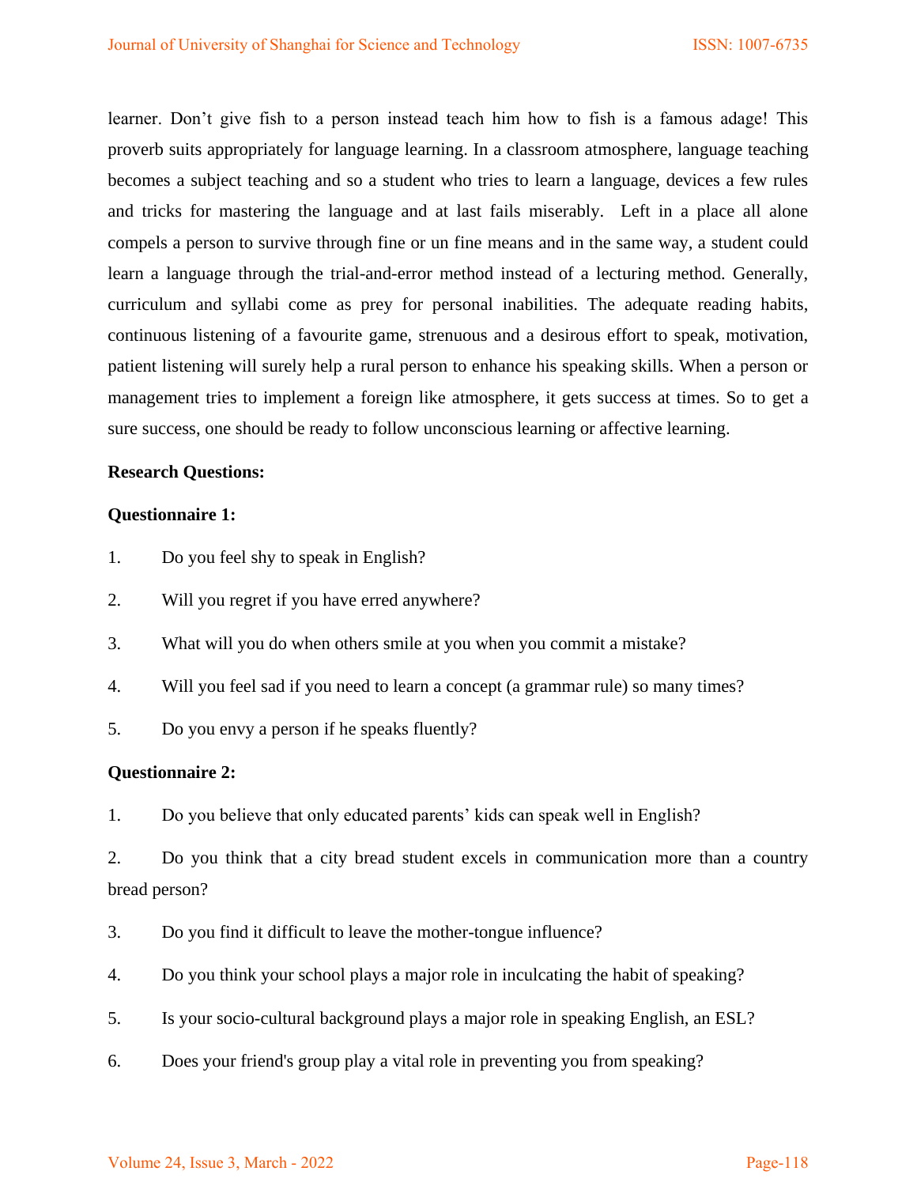learner. Don't give fish to a person instead teach him how to fish is a famous adage! This proverb suits appropriately for language learning. In a classroom atmosphere, language teaching becomes a subject teaching and so a student who tries to learn a language, devices a few rules and tricks for mastering the language and at last fails miserably. Left in a place all alone compels a person to survive through fine or un fine means and in the same way, a student could learn a language through the trial-and-error method instead of a lecturing method. Generally, curriculum and syllabi come as prey for personal inabilities. The adequate reading habits, continuous listening of a favourite game, strenuous and a desirous effort to speak, motivation, patient listening will surely help a rural person to enhance his speaking skills. When a person or management tries to implement a foreign like atmosphere, it gets success at times. So to get a sure success, one should be ready to follow unconscious learning or affective learning.

**Research Questions:**

**Questionnaire 1:**

1. Do you feel shy to speak in English?
2. Will you regret if you have erred anywhere?
3. What will you do when others smile at you when you commit a mistake?
4. Will you feel sad if you need to learn a concept (a grammar rule) so many times?
5. Do you envy a person if he speaks fluently?

**Questionnaire 2:**

1. Do you believe that only educated parents' kids can speak well in English?
2. Do you think that a city bread student excels in communication more than a country bread person?
3. Do you find it difficult to leave the mother-tongue influence?
4. Do you think your school plays a major role in inculcating the habit of speaking?
5. Is your socio-cultural background plays a major role in speaking English, an ESL?
6. Does your friend's group play a vital role in preventing you from speaking?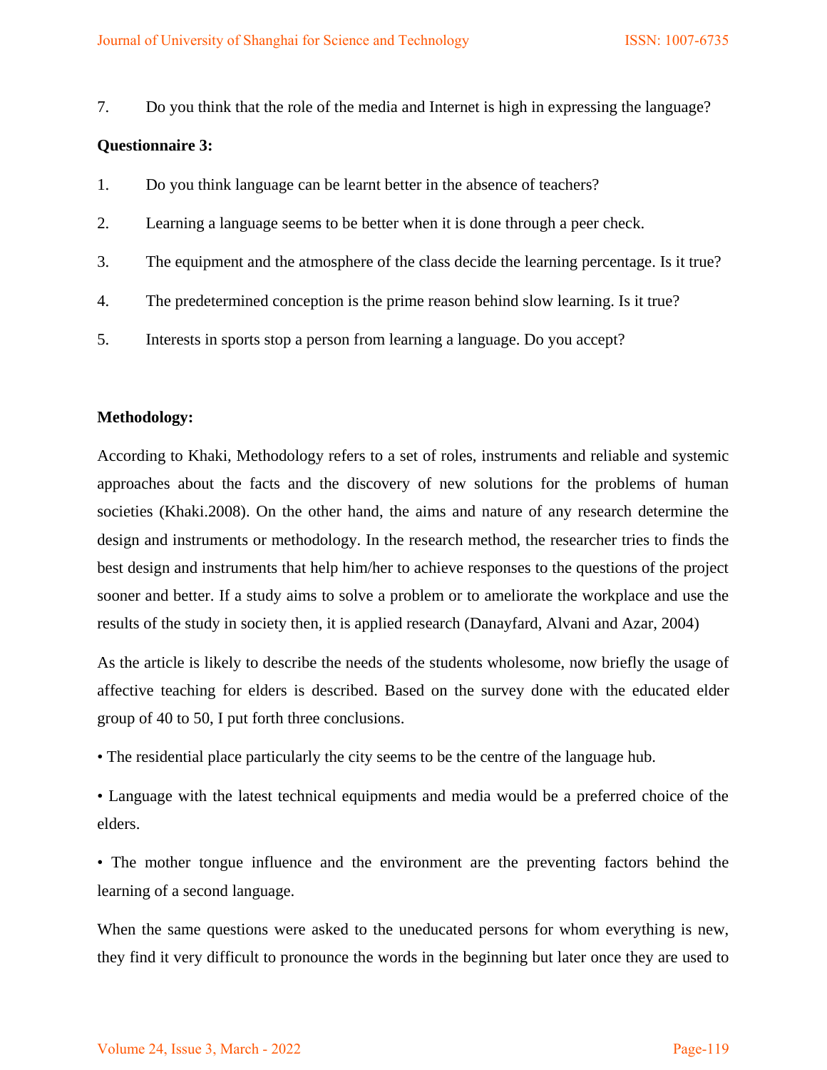7. Do you think that the role of the media and Internet is high in expressing the language?

**Questionnaire 3:**

1. Do you think language can be learnt better in the absence of teachers?
2. Learning a language seems to be better when it is done through a peer check.
3. The equipment and the atmosphere of the class decide the learning percentage. Is it true?
4. The predetermined conception is the prime reason behind slow learning. Is it true?
5. Interests in sports stop a person from learning a language. Do you accept?

**Methodology:**

According to Khaki, Methodology refers to a set of roles, instruments and reliable and systemic approaches about the facts and the discovery of new solutions for the problems of human societies (Khaki.2008). On the other hand, the aims and nature of any research determine the design and instruments or methodology. In the research method, the researcher tries to finds the best design and instruments that help him/her to achieve responses to the questions of the project sooner and better. If a study aims to solve a problem or to ameliorate the workplace and use the results of the study in society then, it is applied research (Danayfard, Alvani and Azar, 2004)

As the article is likely to describe the needs of the students wholesome, now briefly the usage of affective teaching for elders is described. Based on the survey done with the educated elder group of 40 to 50, I put forth three conclusions.

- The residential place particularly the city seems to be the centre of the language hub.
- Language with the latest technical equipments and media would be a preferred choice of the elders.
- The mother tongue influence and the environment are the preventing factors behind the learning of a second language.

When the same questions were asked to the uneducated persons for whom everything is new, they find it very difficult to pronounce the words in the beginning but later once they are used to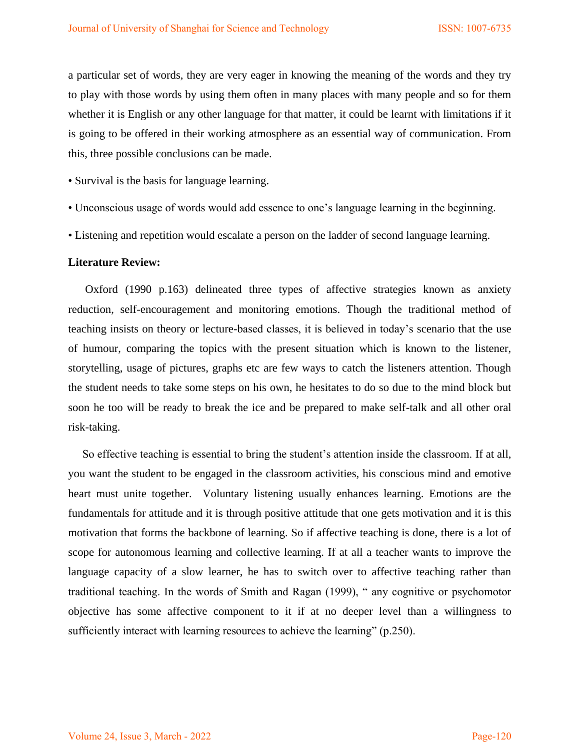a particular set of words, they are very eager in knowing the meaning of the words and they try to play with those words by using them often in many places with many people and so for them whether it is English or any other language for that matter, it could be learnt with limitations if it is going to be offered in their working atmosphere as an essential way of communication. From this, three possible conclusions can be made.

- Survival is the basis for language learning.
- Unconscious usage of words would add essence to one's language learning in the beginning.
- Listening and repetition would escalate a person on the ladder of second language learning.

**Literature Review:**

Oxford (1990 p.163) delineated three types of affective strategies known as anxiety reduction, self-encouragement and monitoring emotions. Though the traditional method of teaching insists on theory or lecture-based classes, it is believed in today's scenario that the use of humour, comparing the topics with the present situation which is known to the listener, storytelling, usage of pictures, graphs etc are few ways to catch the listeners attention. Though the student needs to take some steps on his own, he hesitates to do so due to the mind block but soon he too will be ready to break the ice and be prepared to make self-talk and all other oral risk-taking.

So effective teaching is essential to bring the student's attention inside the classroom. If at all, you want the student to be engaged in the classroom activities, his conscious mind and emotive heart must unite together. Voluntary listening usually enhances learning. Emotions are the fundamentals for attitude and it is through positive attitude that one gets motivation and it is this motivation that forms the backbone of learning. So if affective teaching is done, there is a lot of scope for autonomous learning and collective learning. If at all a teacher wants to improve the language capacity of a slow learner, he has to switch over to affective teaching rather than traditional teaching. In the words of Smith and Ragan (1999), " any cognitive or psychomotor objective has some affective component to it if at no deeper level than a willingness to sufficiently interact with learning resources to achieve the learning" (p.250).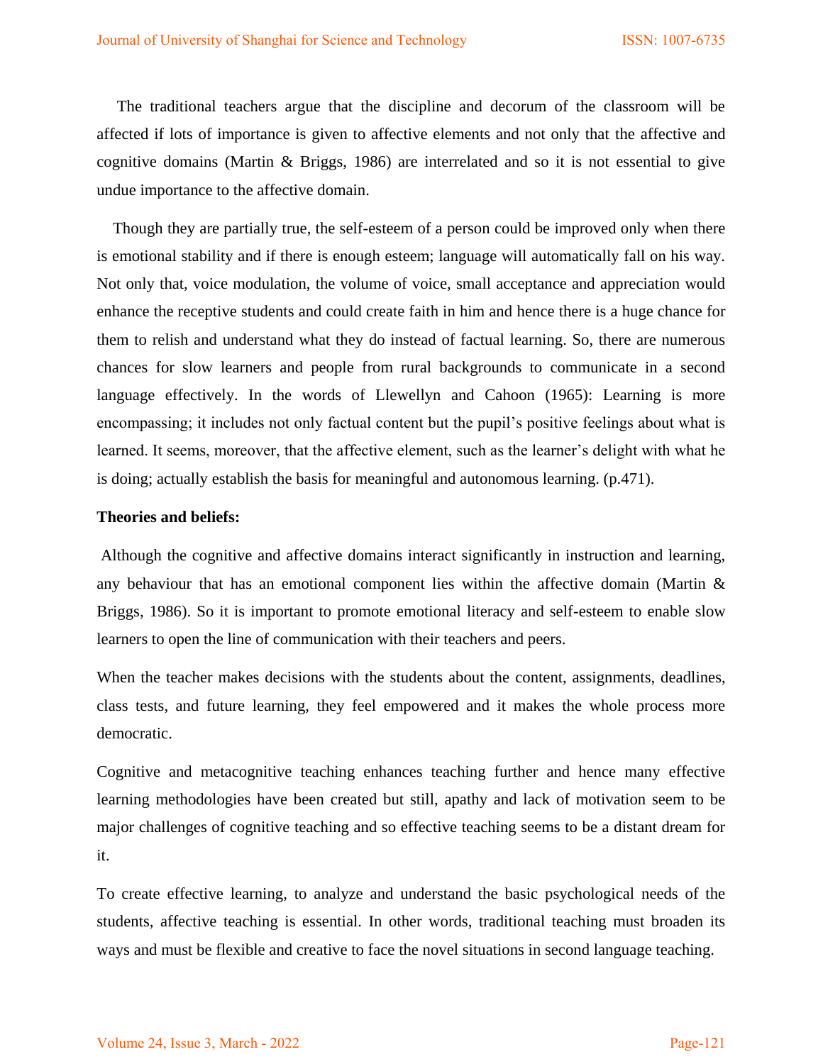The traditional teachers argue that the discipline and decorum of the classroom will be affected if lots of importance is given to affective elements and not only that the affective and cognitive domains (Martin & Briggs, 1986) are interrelated and so it is not essential to give undue importance to the affective domain.

Though they are partially true, the self-esteem of a person could be improved only when there is emotional stability and if there is enough esteem; language will automatically fall on his way. Not only that, voice modulation, the volume of voice, small acceptance and appreciation would enhance the receptive students and could create faith in him and hence there is a huge chance for them to relish and understand what they do instead of factual learning. So, there are numerous chances for slow learners and people from rural backgrounds to communicate in a second language effectively. In the words of Llewellyn and Cahoon (1965): Learning is more encompassing; it includes not only factual content but the pupil's positive feelings about what is learned. It seems, moreover, that the affective element, such as the learner's delight with what he is doing; actually establish the basis for meaningful and autonomous learning. (p.471).

**Theories and beliefs:**

Although the cognitive and affective domains interact significantly in instruction and learning, any behaviour that has an emotional component lies within the affective domain (Martin & Briggs, 1986). So it is important to promote emotional literacy and self-esteem to enable slow learners to open the line of communication with their teachers and peers.

When the teacher makes decisions with the students about the content, assignments, deadlines, class tests, and future learning, they feel empowered and it makes the whole process more democratic.

Cognitive and metacognitive teaching enhances teaching further and hence many effective learning methodologies have been created but still, apathy and lack of motivation seem to be major challenges of cognitive teaching and so effective teaching seems to be a distant dream for it.

To create effective learning, to analyze and understand the basic psychological needs of the students, affective teaching is essential. In other words, traditional teaching must broaden its ways and must be flexible and creative to face the novel situations in second language teaching.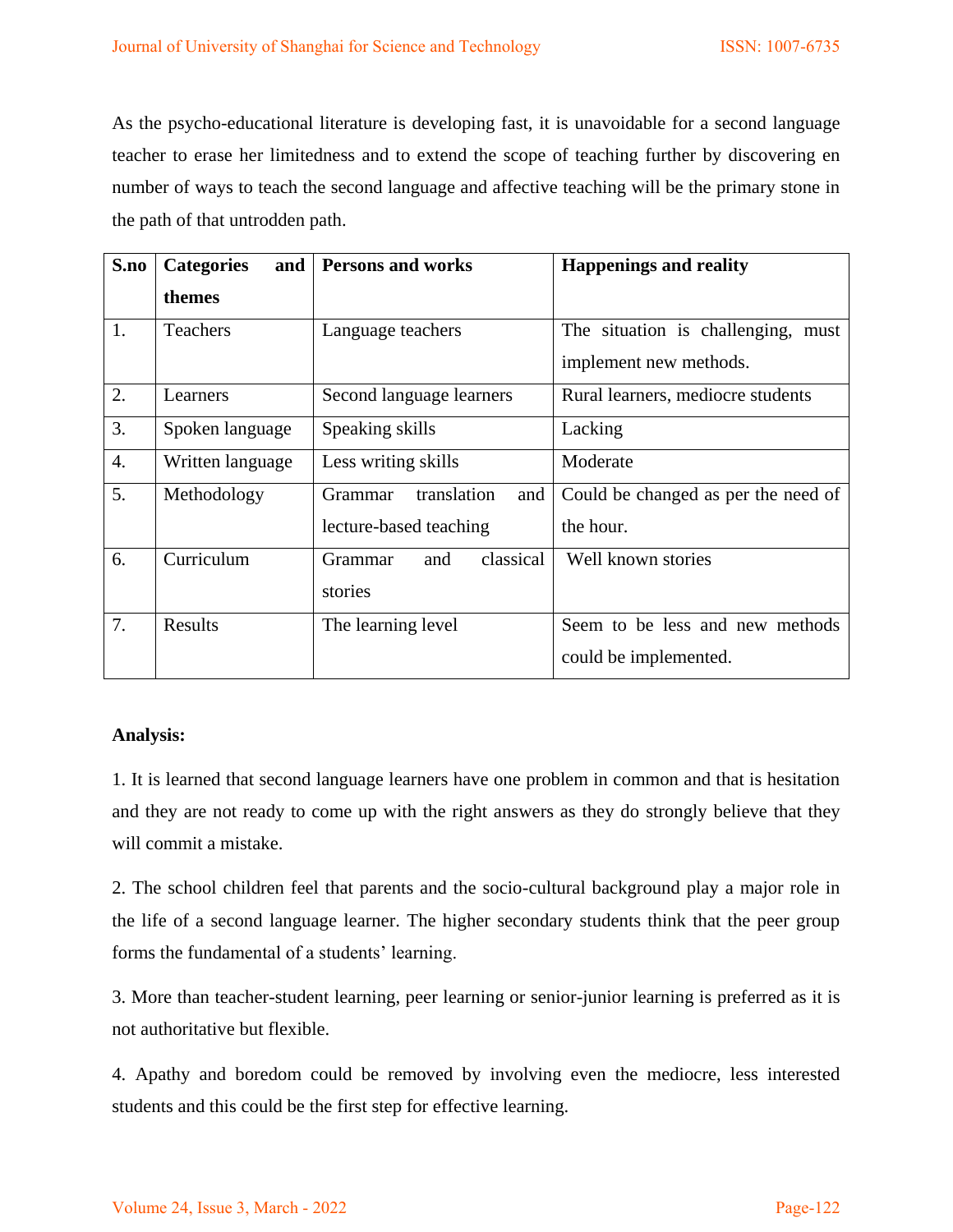As the psycho-educational literature is developing fast, it is unavoidable for a second language teacher to erase her limitedness and to extend the scope of teaching further by discovering en number of ways to teach the second language and affective teaching will be the primary stone in the path of that untrodden path.

| S.no | Categories and themes | Persons and works | Happenings and reality |
|---|---|---|---|
| 1. | Teachers | Language teachers | The situation is challenging, must implement new methods. |
| 2. | Learners | Second language learners | Rural learners, mediocre students |
| 3. | Spoken language | Speaking skills | Lacking |
| 4. | Written language | Less writing skills | Moderate |
| 5. | Methodology | Grammar translation and lecture-based teaching | Could be changed as per the need of the hour. |
| 6. | Curriculum | Grammar and classical stories | Well known stories |
| 7. | Results | The learning level | Seem to be less and new methods could be implemented. |

**Analysis:**

1. It is learned that second language learners have one problem in common and that is hesitation and they are not ready to come up with the right answers as they do strongly believe that they will commit a mistake.

2. The school children feel that parents and the socio-cultural background play a major role in the life of a second language learner. The higher secondary students think that the peer group forms the fundamental of a students' learning.

3. More than teacher-student learning, peer learning or senior-junior learning is preferred as it is not authoritative but flexible.

4. Apathy and boredom could be removed by involving even the mediocre, less interested students and this could be the first step for effective learning.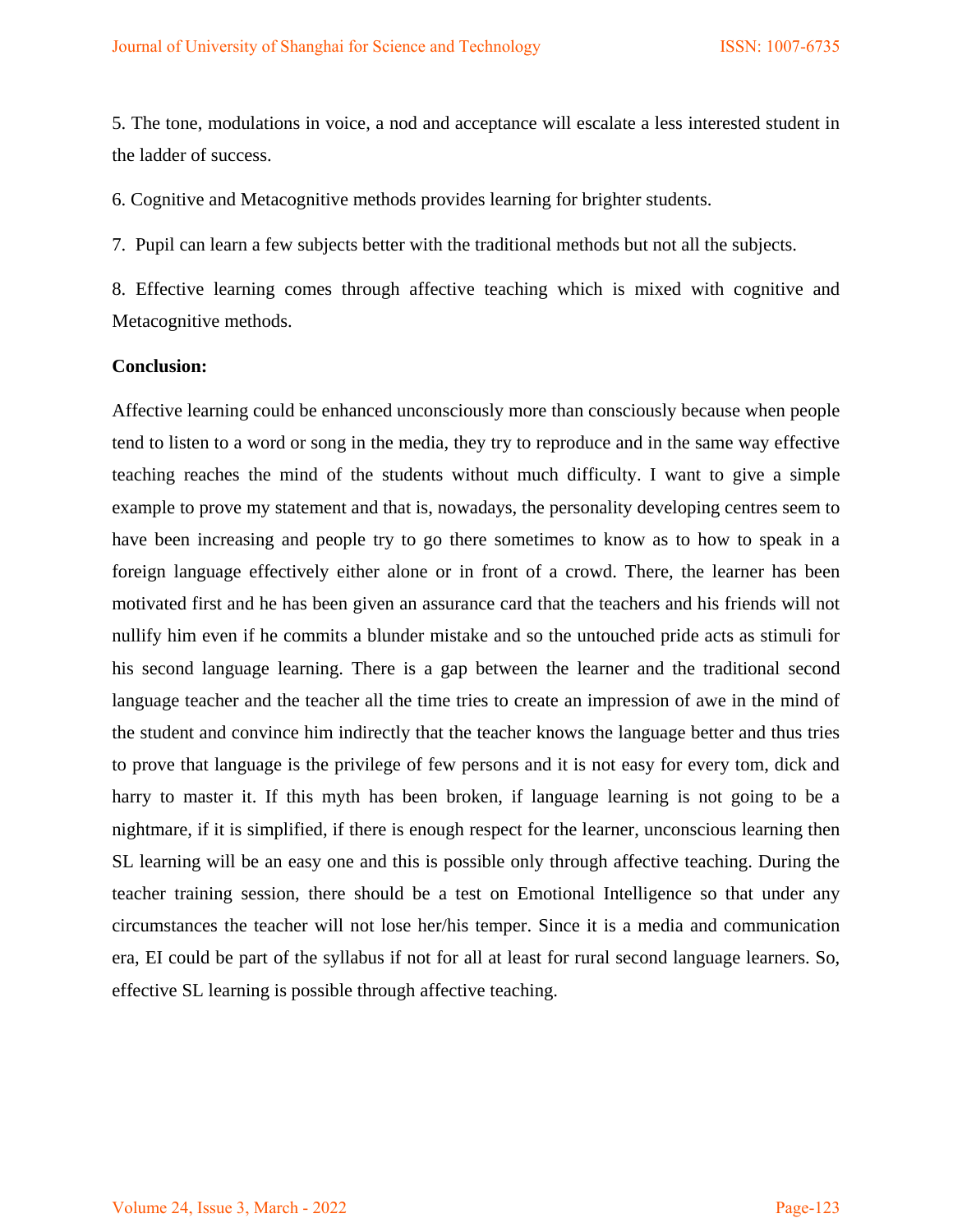5. The tone, modulations in voice, a nod and acceptance will escalate a less interested student in the ladder of success.

6. Cognitive and Metacognitive methods provides learning for brighter students.

7. Pupil can learn a few subjects better with the traditional methods but not all the subjects.

8. Effective learning comes through affective teaching which is mixed with cognitive and Metacognitive methods.

**Conclusion:**

Affective learning could be enhanced unconsciously more than consciously because when people tend to listen to a word or song in the media, they try to reproduce and in the same way effective teaching reaches the mind of the students without much difficulty. I want to give a simple example to prove my statement and that is, nowadays, the personality developing centres seem to have been increasing and people try to go there sometimes to know as to how to speak in a foreign language effectively either alone or in front of a crowd. There, the learner has been motivated first and he has been given an assurance card that the teachers and his friends will not nullify him even if he commits a blunder mistake and so the untouched pride acts as stimuli for his second language learning. There is a gap between the learner and the traditional second language teacher and the teacher all the time tries to create an impression of awe in the mind of the student and convince him indirectly that the teacher knows the language better and thus tries to prove that language is the privilege of few persons and it is not easy for every tom, dick and harry to master it. If this myth has been broken, if language learning is not going to be a nightmare, if it is simplified, if there is enough respect for the learner, unconscious learning then SL learning will be an easy one and this is possible only through affective teaching. During the teacher training session, there should be a test on Emotional Intelligence so that under any circumstances the teacher will not lose her/his temper. Since it is a media and communication era, EI could be part of the syllabus if not for all at least for rural second language learners. So, effective SL learning is possible through affective teaching.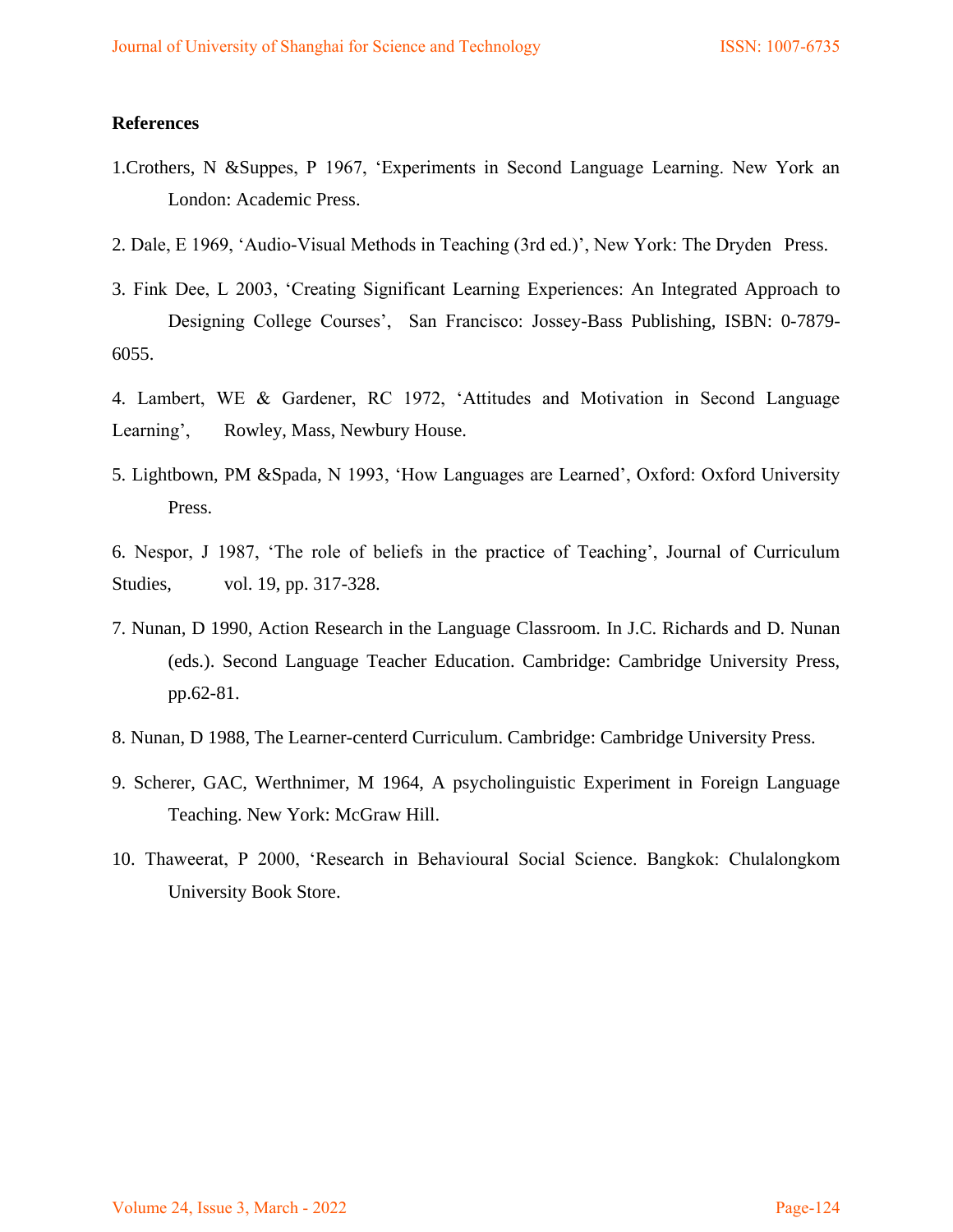**References**

1.Crothers, N &Suppes, P 1967, ‘Experiments in Second Language Learning. New York an London: Academic Press.

2. Dale, E 1969, ‘Audio-Visual Methods in Teaching (3rd ed.)’, New York: The Dryden Press.

3. Fink Dee, L 2003, ‘Creating Significant Learning Experiences: An Integrated Approach to Designing College Courses’, San Francisco: Jossey-Bass Publishing, ISBN: 0-7879-6055.

4. Lambert, WE & Gardener, RC 1972, ‘Attitudes and Motivation in Second Language Learning’, Rowley, Mass, Newbury House.

5. Lightbown, PM &Spada, N 1993, ‘How Languages are Learned’, Oxford: Oxford University Press.

6. Nespor, J 1987, ‘The role of beliefs in the practice of Teaching’, Journal of Curriculum Studies, vol. 19, pp. 317-328.

7. Nunan, D 1990, Action Research in the Language Classroom. In J.C. Richards and D. Nunan (eds.). Second Language Teacher Education. Cambridge: Cambridge University Press, pp.62-81.

8. Nunan, D 1988, The Learner-centerd Curriculum. Cambridge: Cambridge University Press.

9. Scherer, GAC, Werthnimer, M 1964, A psycholinguistic Experiment in Foreign Language Teaching. New York: McGraw Hill.

10. Thaweerat, P 2000, ‘Research in Behavioural Social Science. Bangkok: Chulalongkom University Book Store.